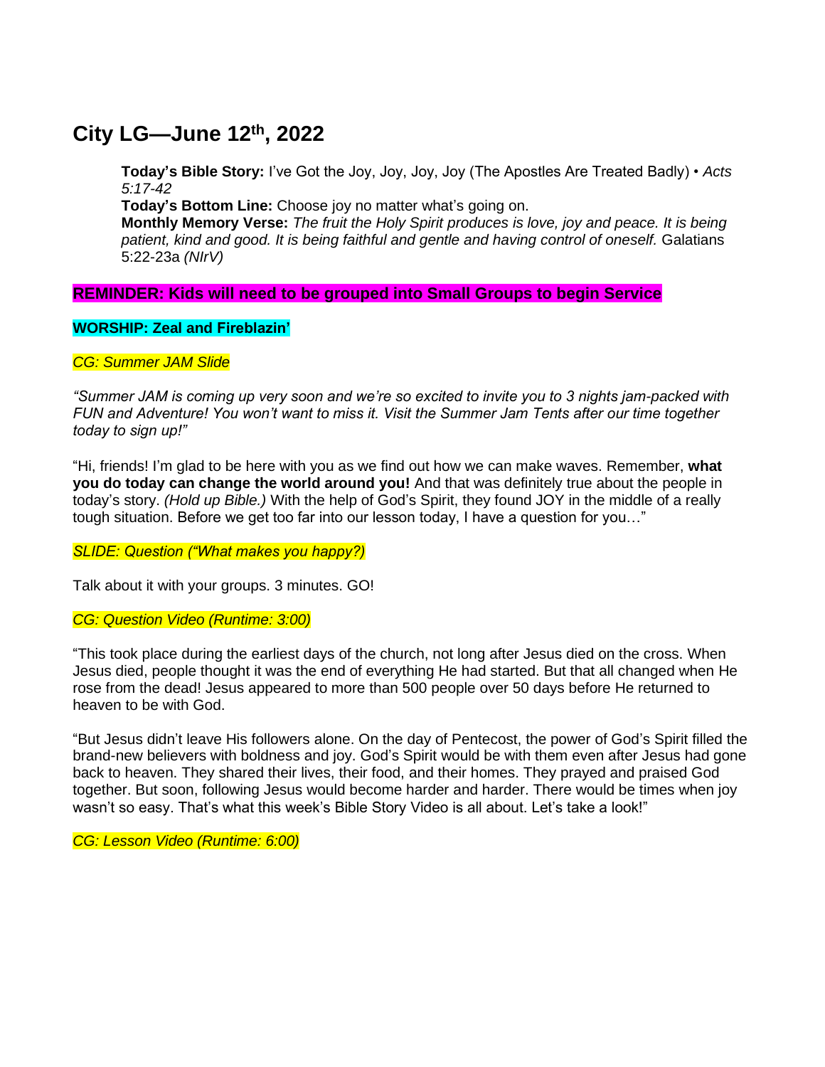# City LG—June 12th, 2022

**Today's Bible Story:** I've Got the Joy, Joy, Joy, Joy (The Apostles Are Treated Badly) • *Acts 5:17-42*
**Today's Bottom Line:** Choose joy no matter what's going on.
**Monthly Memory Verse:** *The fruit the Holy Spirit produces is love, joy and peace. It is being patient, kind and good. It is being faithful and gentle and having control of oneself.* Galatians 5:22-23a *(NIrV)*

**REMINDER: Kids will need to be grouped into Small Groups to begin Service**

**WORSHIP: Zeal and Fireblazin'**

*CG: Summer JAM Slide*

*"Summer JAM is coming up very soon and we're so excited to invite you to 3 nights jam-packed with FUN and Adventure! You won't want to miss it. Visit the Summer Jam Tents after our time together today to sign up!"*

"Hi, friends! I'm glad to be here with you as we find out how we can make waves. Remember, **what you do today can change the world around you!** And that was definitely true about the people in today's story. *(Hold up Bible.)* With the help of God's Spirit, they found JOY in the middle of a really tough situation. Before we get too far into our lesson today, I have a question for you…"

*SLIDE: Question ("What makes you happy?)*

Talk about it with your groups. 3 minutes. GO!

*CG: Question Video (Runtime: 3:00)*

"This took place during the earliest days of the church, not long after Jesus died on the cross. When Jesus died, people thought it was the end of everything He had started. But that all changed when He rose from the dead! Jesus appeared to more than 500 people over 50 days before He returned to heaven to be with God.

"But Jesus didn't leave His followers alone. On the day of Pentecost, the power of God's Spirit filled the brand-new believers with boldness and joy. God's Spirit would be with them even after Jesus had gone back to heaven. They shared their lives, their food, and their homes. They prayed and praised God together. But soon, following Jesus would become harder and harder. There would be times when joy wasn't so easy. That's what this week's Bible Story Video is all about. Let's take a look!"

*CG: Lesson Video (Runtime: 6:00)*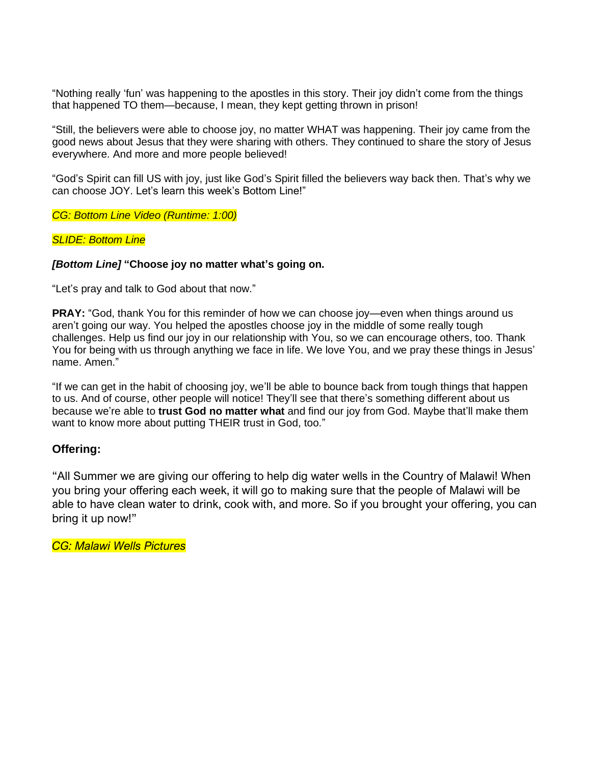"Nothing really 'fun' was happening to the apostles in this story. Their joy didn't come from the things that happened TO them—because, I mean, they kept getting thrown in prison!

"Still, the believers were able to choose joy, no matter WHAT was happening. Their joy came from the good news about Jesus that they were sharing with others. They continued to share the story of Jesus everywhere. And more and more people believed!

"God's Spirit can fill US with joy, just like God's Spirit filled the believers way back then. That's why we can choose JOY. Let's learn this week's Bottom Line!"

*CG: Bottom Line Video (Runtime: 1:00)*

*SLIDE: Bottom Line*

***[Bottom Line]* "Choose joy no matter what's going on.**

"Let's pray and talk to God about that now."

**PRAY:** "God, thank You for this reminder of how we can choose joy—even when things around us aren't going our way. You helped the apostles choose joy in the middle of some really tough challenges. Help us find our joy in our relationship with You, so we can encourage others, too. Thank You for being with us through anything we face in life. We love You, and we pray these things in Jesus' name. Amen."

"If we can get in the habit of choosing joy, we'll be able to bounce back from tough things that happen to us. And of course, other people will notice! They'll see that there's something different about us because we're able to **trust God no matter what** and find our joy from God. Maybe that'll make them want to know more about putting THEIR trust in God, too."

### Offering:

"All Summer we are giving our offering to help dig water wells in the Country of Malawi! When you bring your offering each week, it will go to making sure that the people of Malawi will be able to have clean water to drink, cook with, and more. So if you brought your offering, you can bring it up now!"

*CG: Malawi Wells Pictures*